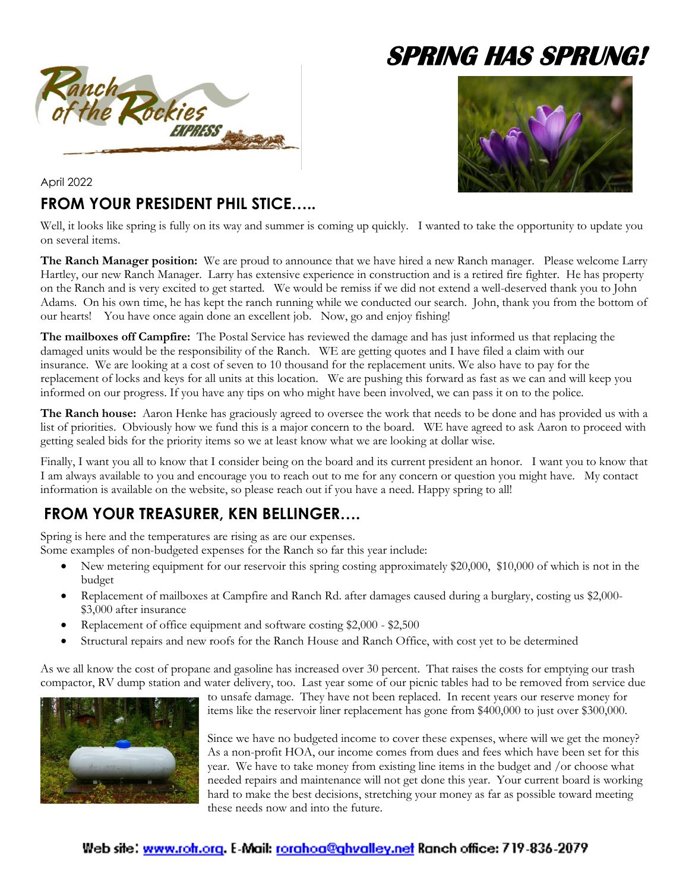# SPRING HAS SPRUNG!

April 2022

## FROM YOUR PRESIDENT PHIL STICE…..

Well, it looks like spring is fully on its way and summer is coming up quickly. I wanted to take the opportunity to update you on several items.

**The Ranch Manager position:** We are proud to announce that we have hired a new Ranch manager. Please welcome Larry Hartley, our new Ranch Manager. Larry has extensive experience in construction and is a retired fire fighter. He has property on the Ranch and is very excited to get started. We would be remiss if we did not extend a well-deserved thank you to John Adams. On his own time, he has kept the ranch running while we conducted our search. John, thank you from the bottom of our hearts! You have once again done an excellent job. Now, go and enjoy fishing!

**The mailboxes off Campfire:** The Postal Service has reviewed the damage and has just informed us that replacing the damaged units would be the responsibility of the Ranch. WE are getting quotes and I have filed a claim with our insurance. We are looking at a cost of seven to 10 thousand for the replacement units. We also have to pay for the replacement of locks and keys for all units at this location. We are pushing this forward as fast as we can and will keep you informed on our progress. If you have any tips on who might have been involved, we can pass it on to the police.

**The Ranch house:** Aaron Henke has graciously agreed to oversee the work that needs to be done and has provided us with a list of priorities. Obviously how we fund this is a major concern to the board. WE have agreed to ask Aaron to proceed with getting sealed bids for the priority items so we at least know what we are looking at dollar wise.

Finally, I want you all to know that I consider being on the board and its current president an honor. I want you to know that I am always available to you and encourage you to reach out to me for any concern or question you might have. My contact information is available on the website, so please reach out if you have a need. Happy spring to all!

## FROM YOUR TREASURER, KEN BELLINGER….

Spring is here and the temperatures are rising as are our expenses.
Some examples of non-budgeted expenses for the Ranch so far this year include:

- New metering equipment for our reservoir this spring costing approximately $20,000, $10,000 of which is not in the budget
- Replacement of mailboxes at Campfire and Ranch Rd. after damages caused during a burglary, costing us $2,000-$3,000 after insurance
- Replacement of office equipment and software costing $2,000 - $2,500
- Structural repairs and new roofs for the Ranch House and Ranch Office, with cost yet to be determined

As we all know the cost of propane and gasoline has increased over 30 percent. That raises the costs for emptying our trash compactor, RV dump station and water delivery, too. Last year some of our picnic tables had to be removed from service due to unsafe damage. They have not been replaced. In recent years our reserve money for items like the reservoir liner replacement has gone from $400,000 to just over $300,000.

Since we have no budgeted income to cover these expenses, where will we get the money? As a non-profit HOA, our income comes from dues and fees which have been set for this year. We have to take money from existing line items in the budget and /or choose what needed repairs and maintenance will not get done this year. Your current board is working hard to make the best decisions, stretching your money as far as possible toward meeting these needs now and into the future.

Web site: www.rotr.org. E-Mail: rorahoa@ghvalley.net Ranch office: 719-836-2079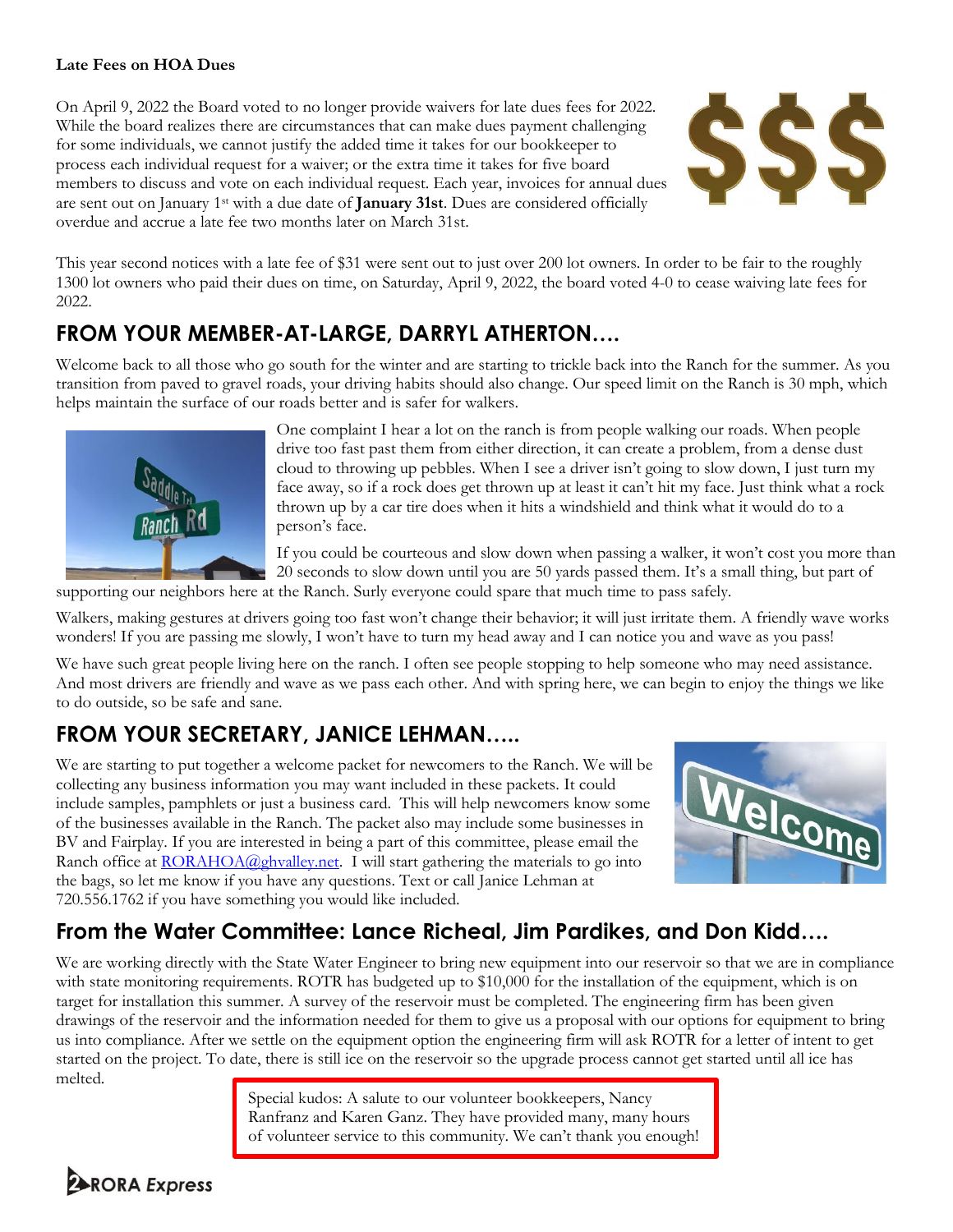**Late Fees on HOA Dues**

On April 9, 2022 the Board voted to no longer provide waivers for late dues fees for 2022. While the board realizes there are circumstances that can make dues payment challenging for some individuals, we cannot justify the added time it takes for our bookkeeper to process each individual request for a waiver; or the extra time it takes for five board members to discuss and vote on each individual request. Each year, invoices for annual dues are sent out on January 1st with a due date of **January 31st**. Dues are considered officially overdue and accrue a late fee two months later on March 31st.

This year second notices with a late fee of $31 were sent out to just over 200 lot owners. In order to be fair to the roughly 1300 lot owners who paid their dues on time, on Saturday, April 9, 2022, the board voted 4-0 to cease waiving late fees for 2022.

## FROM YOUR MEMBER-AT-LARGE, DARRYL ATHERTON….

Welcome back to all those who go south for the winter and are starting to trickle back into the Ranch for the summer. As you transition from paved to gravel roads, your driving habits should also change. Our speed limit on the Ranch is 30 mph, which helps maintain the surface of our roads better and is safer for walkers.

One complaint I hear a lot on the ranch is from people walking our roads. When people drive too fast past them from either direction, it can create a problem, from a dense dust cloud to throwing up pebbles. When I see a driver isn't going to slow down, I just turn my face away, so if a rock does get thrown up at least it can't hit my face. Just think what a rock thrown up by a car tire does when it hits a windshield and think what it would do to a person's face.

If you could be courteous and slow down when passing a walker, it won't cost you more than 20 seconds to slow down until you are 50 yards passed them. It's a small thing, but part of supporting our neighbors here at the Ranch. Surly everyone could spare that much time to pass safely.

Walkers, making gestures at drivers going too fast won't change their behavior; it will just irritate them. A friendly wave works wonders! If you are passing me slowly, I won't have to turn my head away and I can notice you and wave as you pass!

We have such great people living here on the ranch. I often see people stopping to help someone who may need assistance. And most drivers are friendly and wave as we pass each other. And with spring here, we can begin to enjoy the things we like to do outside, so be safe and sane.

## FROM YOUR SECRETARY, JANICE LEHMAN…..

We are starting to put together a welcome packet for newcomers to the Ranch. We will be collecting any business information you may want included in these packets. It could include samples, pamphlets or just a business card. This will help newcomers know some of the businesses available in the Ranch. The packet also may include some businesses in BV and Fairplay. If you are interested in being a part of this committee, please email the Ranch office at RORAHOA@ghvalley.net. I will start gathering the materials to go into the bags, so let me know if you have any questions. Text or call Janice Lehman at 720.556.1762 if you have something you would like included.

## From the Water Committee: Lance Richeal, Jim Pardikes, and Don Kidd….

We are working directly with the State Water Engineer to bring new equipment into our reservoir so that we are in compliance with state monitoring requirements. ROTR has budgeted up to $10,000 for the installation of the equipment, which is on target for installation this summer. A survey of the reservoir must be completed. The engineering firm has been given drawings of the reservoir and the information needed for them to give us a proposal with our options for equipment to bring us into compliance. After we settle on the equipment option the engineering firm will ask ROTR for a letter of intent to get started on the project. To date, there is still ice on the reservoir so the upgrade process cannot get started until all ice has melted.

Special kudos: A salute to our volunteer bookkeepers, Nancy Ranfranz and Karen Ganz. They have provided many, many hours of volunteer service to this community. We can't thank you enough!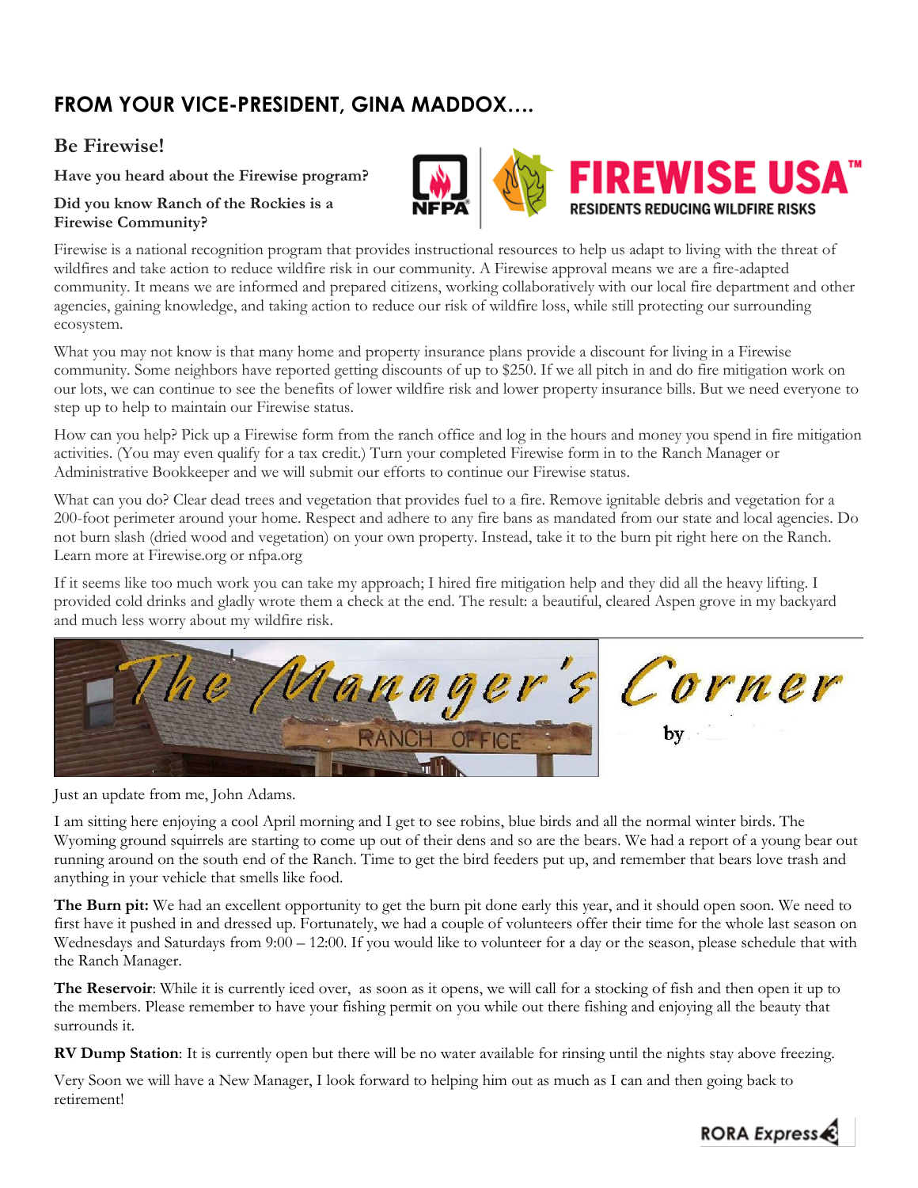## FROM YOUR VICE-PRESIDENT, GINA MADDOX….

### Be Firewise!

**Have you heard about the Firewise program?**

**Did you know Ranch of the Rockies is a Firewise Community?**

Firewise is a national recognition program that provides instructional resources to help us adapt to living with the threat of wildfires and take action to reduce wildfire risk in our community. A Firewise approval means we are a fire-adapted community. It means we are informed and prepared citizens, working collaboratively with our local fire department and other agencies, gaining knowledge, and taking action to reduce our risk of wildfire loss, while still protecting our surrounding ecosystem.

What you may not know is that many home and property insurance plans provide a discount for living in a Firewise community. Some neighbors have reported getting discounts of up to $250. If we all pitch in and do fire mitigation work on our lots, we can continue to see the benefits of lower wildfire risk and lower property insurance bills. But we need everyone to step up to help to maintain our Firewise status.

How can you help? Pick up a Firewise form from the ranch office and log in the hours and money you spend in fire mitigation activities. (You may even qualify for a tax credit.) Turn your completed Firewise form in to the Ranch Manager or Administrative Bookkeeper and we will submit our efforts to continue our Firewise status.

What can you do? Clear dead trees and vegetation that provides fuel to a fire. Remove ignitable debris and vegetation for a 200-foot perimeter around your home. Respect and adhere to any fire bans as mandated from our state and local agencies. Do not burn slash (dried wood and vegetation) on your own property. Instead, take it to the burn pit right here on the Ranch. Learn more at Firewise.org or nfpa.org

If it seems like too much work you can take my approach; I hired fire mitigation help and they did all the heavy lifting. I provided cold drinks and gladly wrote them a check at the end. The result: a beautiful, cleared Aspen grove in my backyard and much less worry about my wildfire risk.

## The Manager's Corner

by

Just an update from me, John Adams.

I am sitting here enjoying a cool April morning and I get to see robins, blue birds and all the normal winter birds. The Wyoming ground squirrels are starting to come up out of their dens and so are the bears. We had a report of a young bear out running around on the south end of the Ranch. Time to get the bird feeders put up, and remember that bears love trash and anything in your vehicle that smells like food.

**The Burn pit:** We had an excellent opportunity to get the burn pit done early this year, and it should open soon. We need to first have it pushed in and dressed up. Fortunately, we had a couple of volunteers offer their time for the whole last season on Wednesdays and Saturdays from 9:00 – 12:00. If you would like to volunteer for a day or the season, please schedule that with the Ranch Manager.

**The Reservoir**: While it is currently iced over, as soon as it opens, we will call for a stocking of fish and then open it up to the members. Please remember to have your fishing permit on you while out there fishing and enjoying all the beauty that surrounds it.

**RV Dump Station**: It is currently open but there will be no water available for rinsing until the nights stay above freezing.

Very Soon we will have a New Manager, I look forward to helping him out as much as I can and then going back to retirement!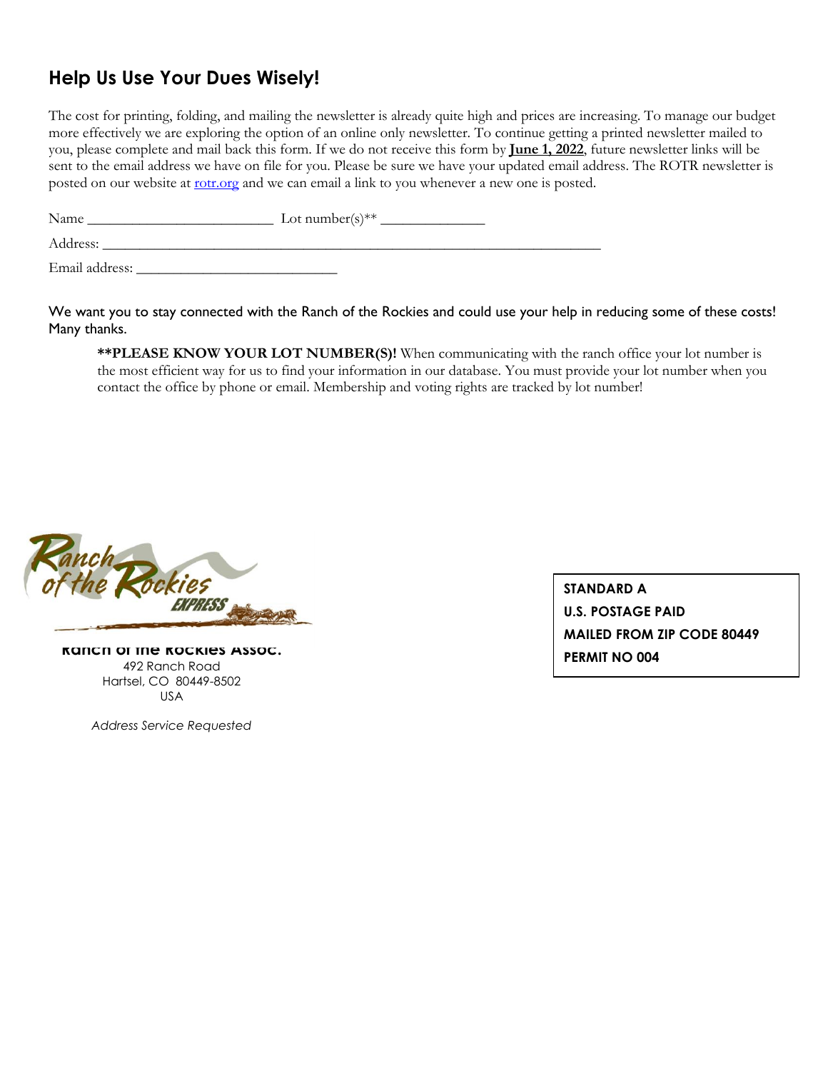## Help Us Use Your Dues Wisely!

The cost for printing, folding, and mailing the newsletter is already quite high and prices are increasing. To manage our budget more effectively we are exploring the option of an online only newsletter. To continue getting a printed newsletter mailed to you, please complete and mail back this form. If we do not receive this form by **June 1, 2022**, future newsletter links will be sent to the email address we have on file for you. Please be sure we have your updated email address. The ROTR newsletter is posted on our website at [rotr.org](rotr.org) and we can email a link to you whenever a new one is posted.

Name ________________________ Lot number(s)** _____________

Address: _________________________________________________________________

Email address: __________________________

We want you to stay connected with the Ranch of the Rockies and could use your help in reducing some of these costs! Many thanks.

> ****PLEASE KNOW YOUR LOT NUMBER(S)!** When communicating with the ranch office your lot number is the most efficient way for us to find your information in our database. You must provide your lot number when you contact the office by phone or email. Membership and voting rights are tracked by lot number!

Ranch of the Rockies EXPRESS

**Ranch of the Rockies Assoc.**
492 Ranch Road
Hartsel, CO 80449-8502
USA

*Address Service Requested*

**STANDARD A**
**U.S. POSTAGE PAID**
**MAILED FROM ZIP CODE 80449**
**PERMIT NO 004**